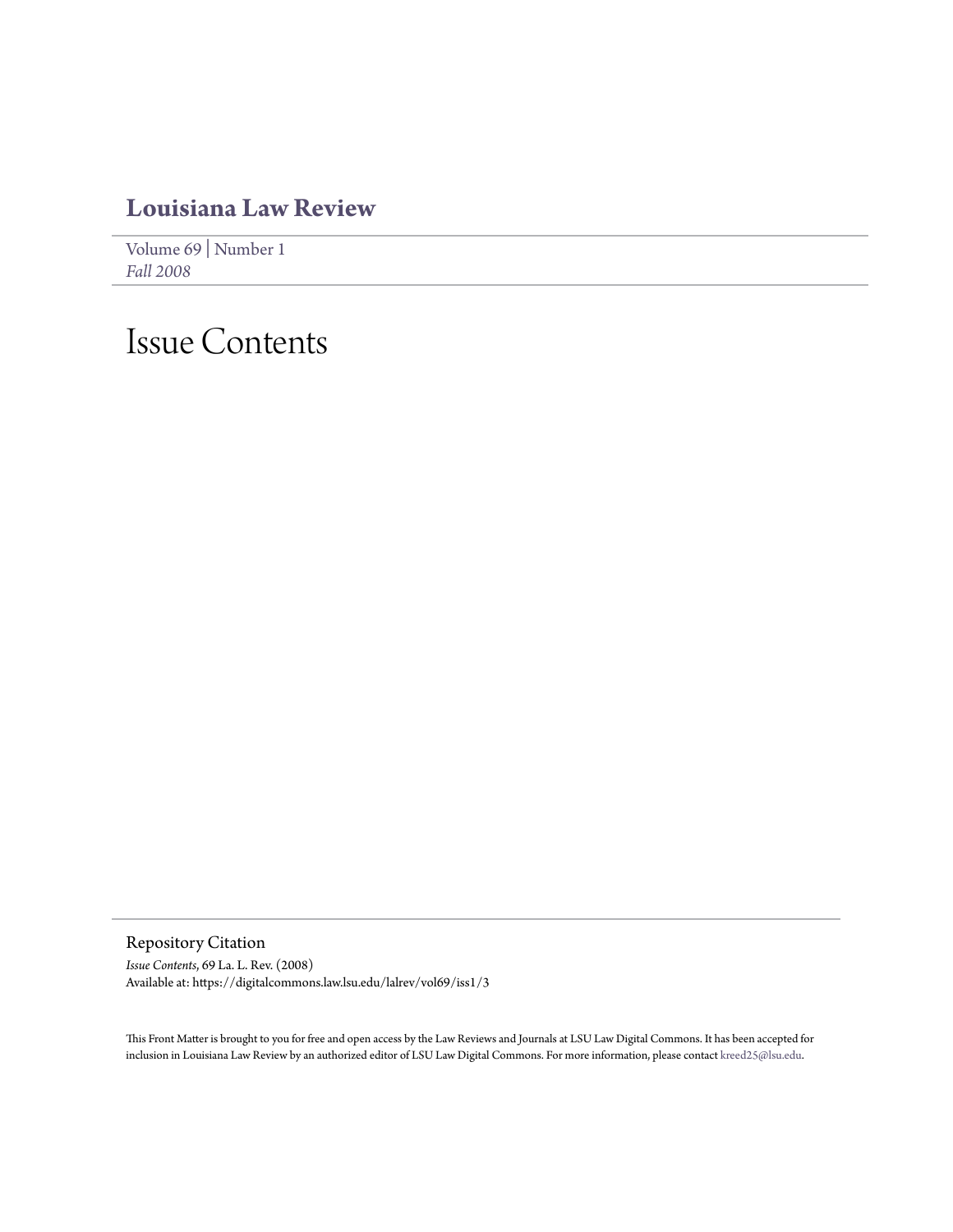# Louisiana Law Review

Volume 69 | Number 1
*Fall 2008*

# Issue Contents

## Repository Citation

*Issue Contents*, 69 La. L. Rev. (2008)
Available at: https://digitalcommons.law.lsu.edu/lalrev/vol69/iss1/3

This Front Matter is brought to you for free and open access by the Law Reviews and Journals at LSU Law Digital Commons. It has been accepted for inclusion in Louisiana Law Review by an authorized editor of LSU Law Digital Commons. For more information, please contact kreed25@lsu.edu.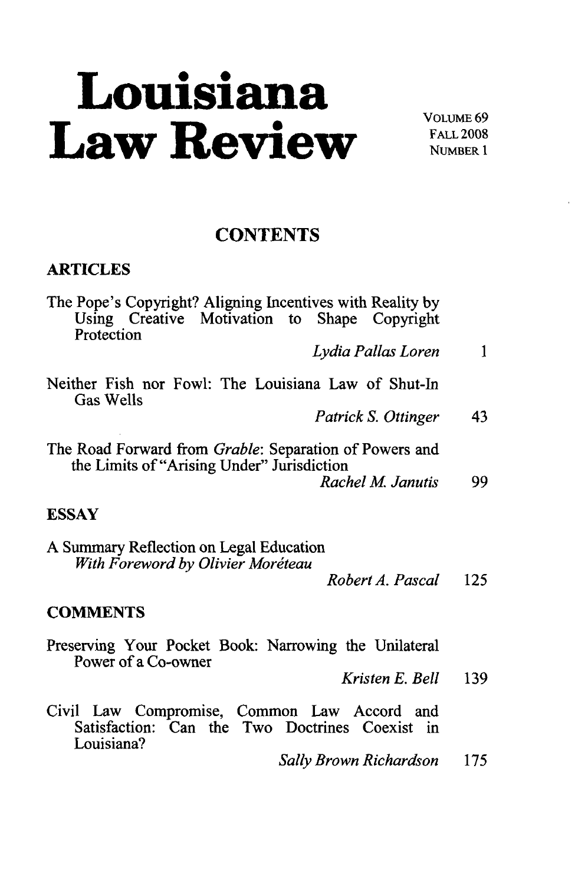# Louisiana Law Review

VOLUME 69
FALL 2008
NUMBER 1

## CONTENTS

### ARTICLES

The Pope's Copyright? Aligning Incentives with Reality by Using Creative Motivation to Shape Copyright Protection
*Lydia Pallas Loren* 1

Neither Fish nor Fowl: The Louisiana Law of Shut-In Gas Wells
*Patrick S. Ottinger* 43

The Road Forward from *Grable*: Separation of Powers and the Limits of "Arising Under" Jurisdiction
*Rachel M. Janutis* 99

### ESSAY

A Summary Reflection on Legal Education
*With Foreword by Olivier Moréteau*
*Robert A. Pascal* 125

### COMMENTS

Preserving Your Pocket Book: Narrowing the Unilateral Power of a Co-owner
*Kristen E. Bell* 139

Civil Law Compromise, Common Law Accord and Satisfaction: Can the Two Doctrines Coexist in Louisiana?
*Sally Brown Richardson* 175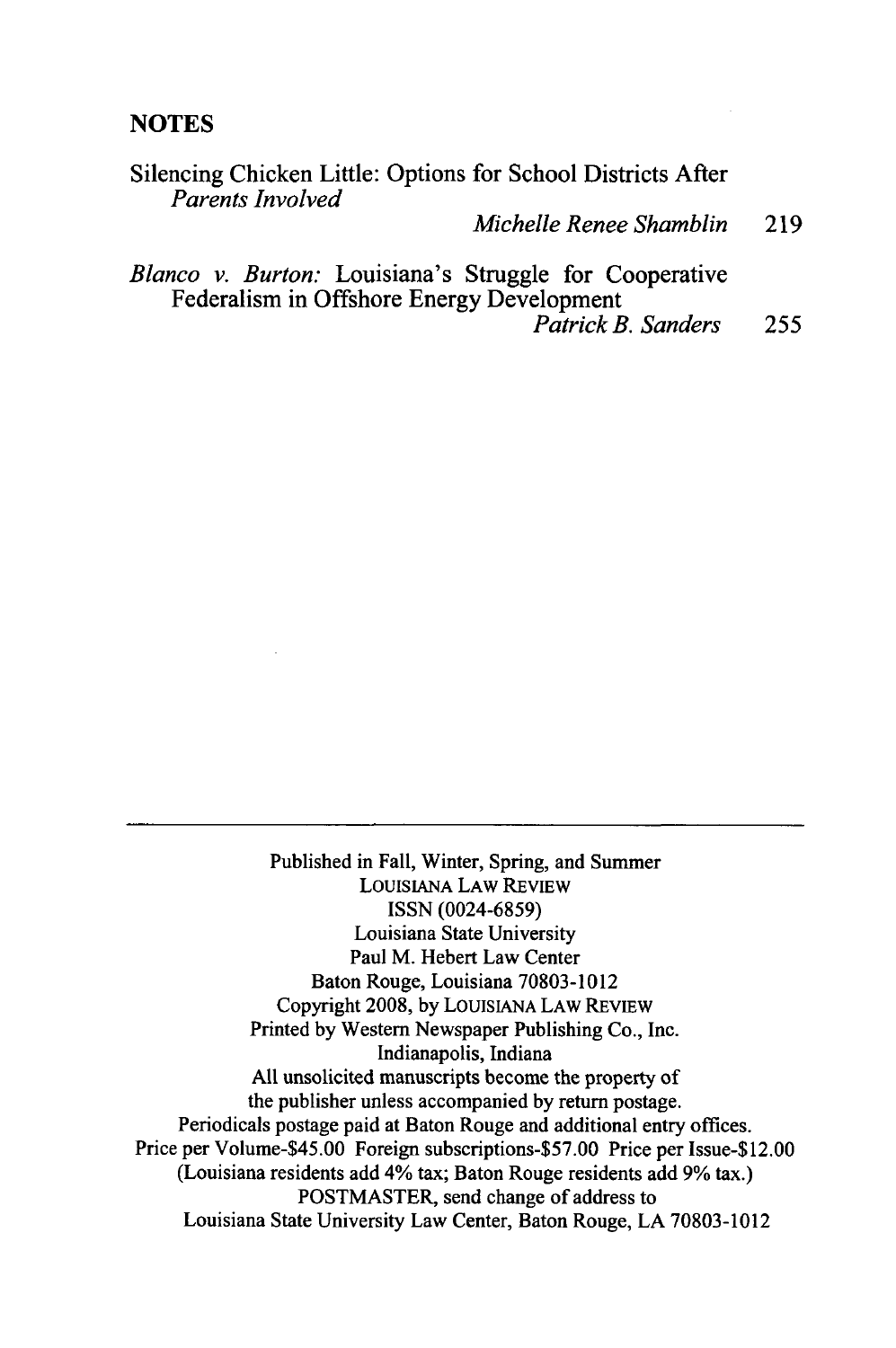## NOTES

Silencing Chicken Little: Options for School Districts After *Parents Involved*
*Michelle Renee Shamblin* 219

*Blanco v. Burton:* Louisiana's Struggle for Cooperative Federalism in Offshore Energy Development
*Patrick B. Sanders* 255

---

Published in Fall, Winter, Spring, and Summer
LOUISIANA LAW REVIEW
ISSN (0024-6859)
Louisiana State University
Paul M. Hebert Law Center
Baton Rouge, Louisiana 70803-1012
Copyright 2008, by LOUISIANA LAW REVIEW
Printed by Western Newspaper Publishing Co., Inc.
Indianapolis, Indiana
All unsolicited manuscripts become the property of the publisher unless accompanied by return postage.
Periodicals postage paid at Baton Rouge and additional entry offices.
Price per Volume-$45.00 Foreign subscriptions-$57.00 Price per Issue-$12.00
(Louisiana residents add 4% tax; Baton Rouge residents add 9% tax.)
POSTMASTER, send change of address to
Louisiana State University Law Center, Baton Rouge, LA 70803-1012